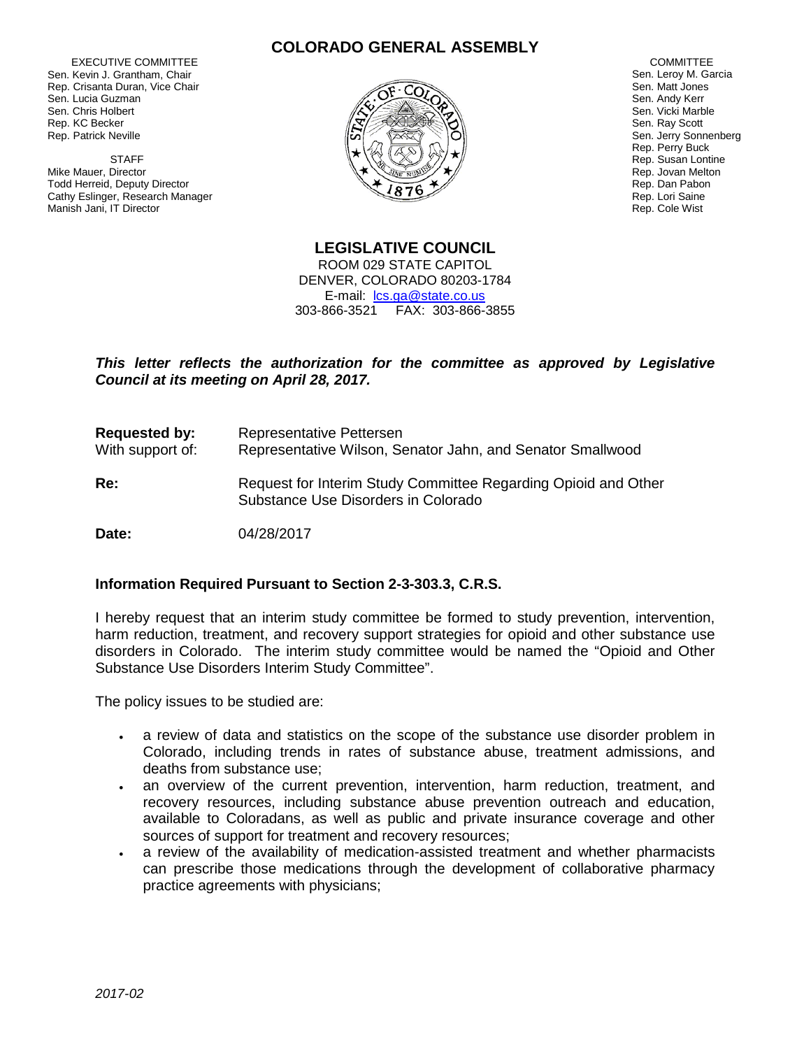# COLORADO GENERAL ASSEMBLY

EXECUTIVE COMMITTEE
Sen. Kevin J. Grantham, Chair
Rep. Crisanta Duran, Vice Chair
Sen. Lucia Guzman
Sen. Chris Holbert
Rep. KC Becker
Rep. Patrick Neville

STAFF
Mike Mauer, Director
Todd Herreid, Deputy Director
Cathy Eslinger, Research Manager
Manish Jani, IT Director

COMMITTEE
Sen. Leroy M. Garcia
Sen. Matt Jones
Sen. Andy Kerr
Sen. Vicki Marble
Sen. Ray Scott
Sen. Jerry Sonnenberg
Rep. Perry Buck
Rep. Susan Lontine
Rep. Jovan Melton
Rep. Dan Pabon
Rep. Lori Saine
Rep. Cole Wist

## LEGISLATIVE COUNCIL

ROOM 029 STATE CAPITOL
DENVER, COLORADO 80203-1784
E-mail: lcs.ga@state.co.us
303-866-3521 FAX: 303-866-3855

***This letter reflects the authorization for the committee as approved by Legislative Council at its meeting on April 28, 2017.***

**Requested by:** Representative Pettersen
With support of: Representative Wilson, Senator Jahn, and Senator Smallwood

**Re:** Request for Interim Study Committee Regarding Opioid and Other Substance Use Disorders in Colorado

**Date:** 04/28/2017

### Information Required Pursuant to Section 2-3-303.3, C.R.S.

I hereby request that an interim study committee be formed to study prevention, intervention, harm reduction, treatment, and recovery support strategies for opioid and other substance use disorders in Colorado. The interim study committee would be named the "Opioid and Other Substance Use Disorders Interim Study Committee".

The policy issues to be studied are:

- a review of data and statistics on the scope of the substance use disorder problem in Colorado, including trends in rates of substance abuse, treatment admissions, and deaths from substance use;
- an overview of the current prevention, intervention, harm reduction, treatment, and recovery resources, including substance abuse prevention outreach and education, available to Coloradans, as well as public and private insurance coverage and other sources of support for treatment and recovery resources;
- a review of the availability of medication-assisted treatment and whether pharmacists can prescribe those medications through the development of collaborative pharmacy practice agreements with physicians;

*2017-02*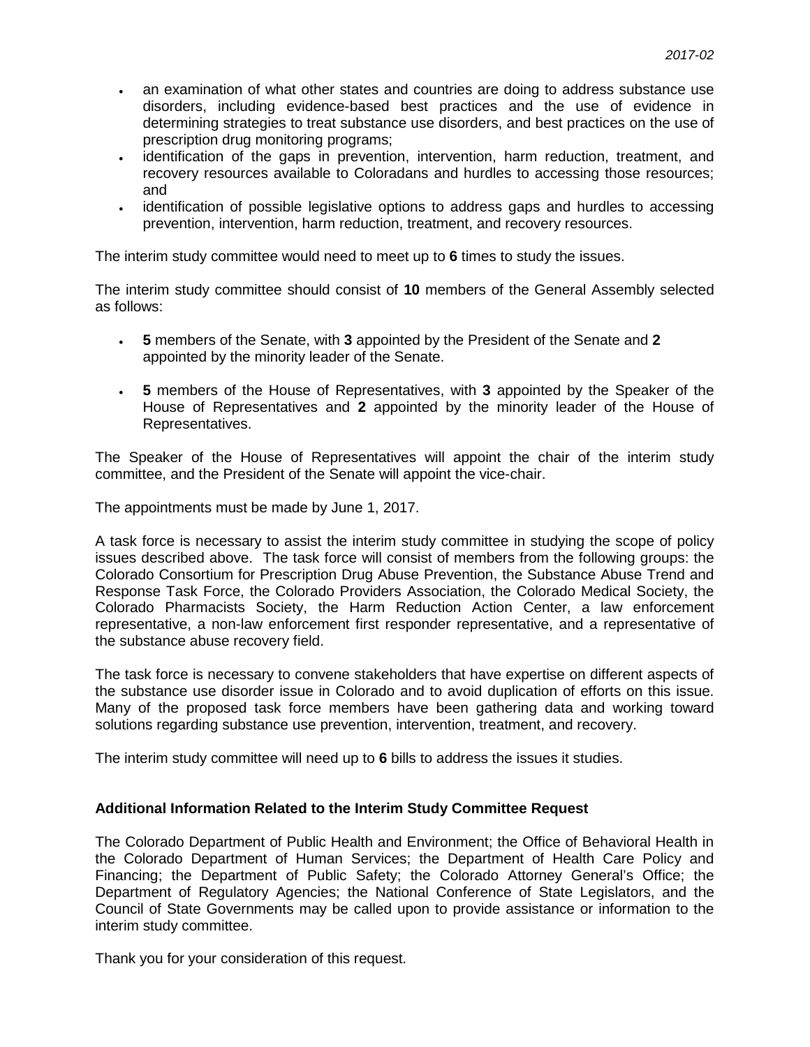- an examination of what other states and countries are doing to address substance use disorders, including evidence-based best practices and the use of evidence in determining strategies to treat substance use disorders, and best practices on the use of prescription drug monitoring programs;
- identification of the gaps in prevention, intervention, harm reduction, treatment, and recovery resources available to Coloradans and hurdles to accessing those resources; and
- identification of possible legislative options to address gaps and hurdles to accessing prevention, intervention, harm reduction, treatment, and recovery resources.

The interim study committee would need to meet up to **6** times to study the issues.

The interim study committee should consist of **10** members of the General Assembly selected as follows:

- **5** members of the Senate, with **3** appointed by the President of the Senate and **2** appointed by the minority leader of the Senate.
- **5** members of the House of Representatives, with **3** appointed by the Speaker of the House of Representatives and **2** appointed by the minority leader of the House of Representatives.

The Speaker of the House of Representatives will appoint the chair of the interim study committee, and the President of the Senate will appoint the vice-chair.

The appointments must be made by June 1, 2017.

A task force is necessary to assist the interim study committee in studying the scope of policy issues described above. The task force will consist of members from the following groups: the Colorado Consortium for Prescription Drug Abuse Prevention, the Substance Abuse Trend and Response Task Force, the Colorado Providers Association, the Colorado Medical Society, the Colorado Pharmacists Society, the Harm Reduction Action Center, a law enforcement representative, a non-law enforcement first responder representative, and a representative of the substance abuse recovery field.

The task force is necessary to convene stakeholders that have expertise on different aspects of the substance use disorder issue in Colorado and to avoid duplication of efforts on this issue. Many of the proposed task force members have been gathering data and working toward solutions regarding substance use prevention, intervention, treatment, and recovery.

The interim study committee will need up to **6** bills to address the issues it studies.

**Additional Information Related to the Interim Study Committee Request**

The Colorado Department of Public Health and Environment; the Office of Behavioral Health in the Colorado Department of Human Services; the Department of Health Care Policy and Financing; the Department of Public Safety; the Colorado Attorney General's Office; the Department of Regulatory Agencies; the National Conference of State Legislators, and the Council of State Governments may be called upon to provide assistance or information to the interim study committee.

Thank you for your consideration of this request.